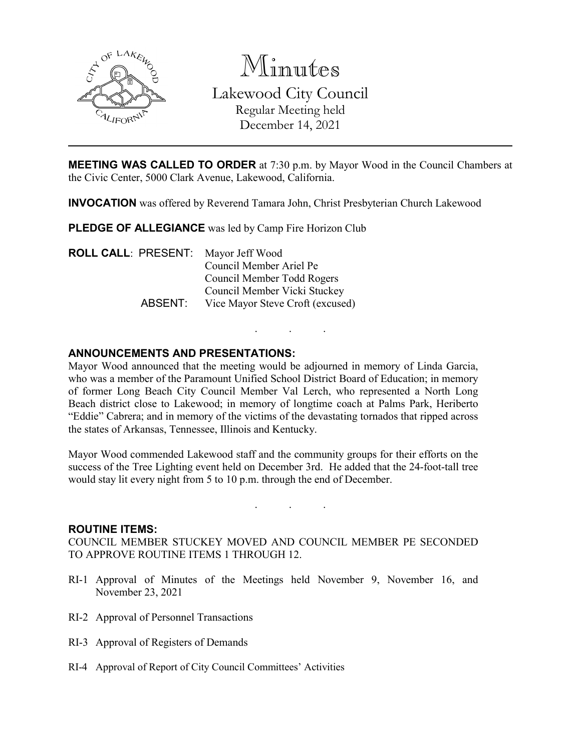# Minutes

## Lakewood City Council

Regular Meeting held
December 14, 2021

---

**MEETING WAS CALLED TO ORDER** at 7:30 p.m. by Mayor Wood in the Council Chambers at the Civic Center, 5000 Clark Avenue, Lakewood, California.

**INVOCATION** was offered by Reverend Tamara John, Christ Presbyterian Church Lakewood

**PLEDGE OF ALLEGIANCE** was led by Camp Fire Horizon Club

**ROLL CALL**: PRESENT: Mayor Jeff Wood
Council Member Ariel Pe
Council Member Todd Rogers
Council Member Vicki Stuckey

ABSENT: Vice Mayor Steve Croft (excused)

. . .

**ANNOUNCEMENTS AND PRESENTATIONS:**

Mayor Wood announced that the meeting would be adjourned in memory of Linda Garcia, who was a member of the Paramount Unified School District Board of Education; in memory of former Long Beach City Council Member Val Lerch, who represented a North Long Beach district close to Lakewood; in memory of longtime coach at Palms Park, Heriberto "Eddie" Cabrera; and in memory of the victims of the devastating tornados that ripped across the states of Arkansas, Tennessee, Illinois and Kentucky.

Mayor Wood commended Lakewood staff and the community groups for their efforts on the success of the Tree Lighting event held on December 3rd. He added that the 24-foot-tall tree would stay lit every night from 5 to 10 p.m. through the end of December.

. . .

**ROUTINE ITEMS:**

COUNCIL MEMBER STUCKEY MOVED AND COUNCIL MEMBER PE SECONDED TO APPROVE ROUTINE ITEMS 1 THROUGH 12.

RI-1 Approval of Minutes of the Meetings held November 9, November 16, and November 23, 2021

RI-2 Approval of Personnel Transactions

RI-3 Approval of Registers of Demands

RI-4 Approval of Report of City Council Committees' Activities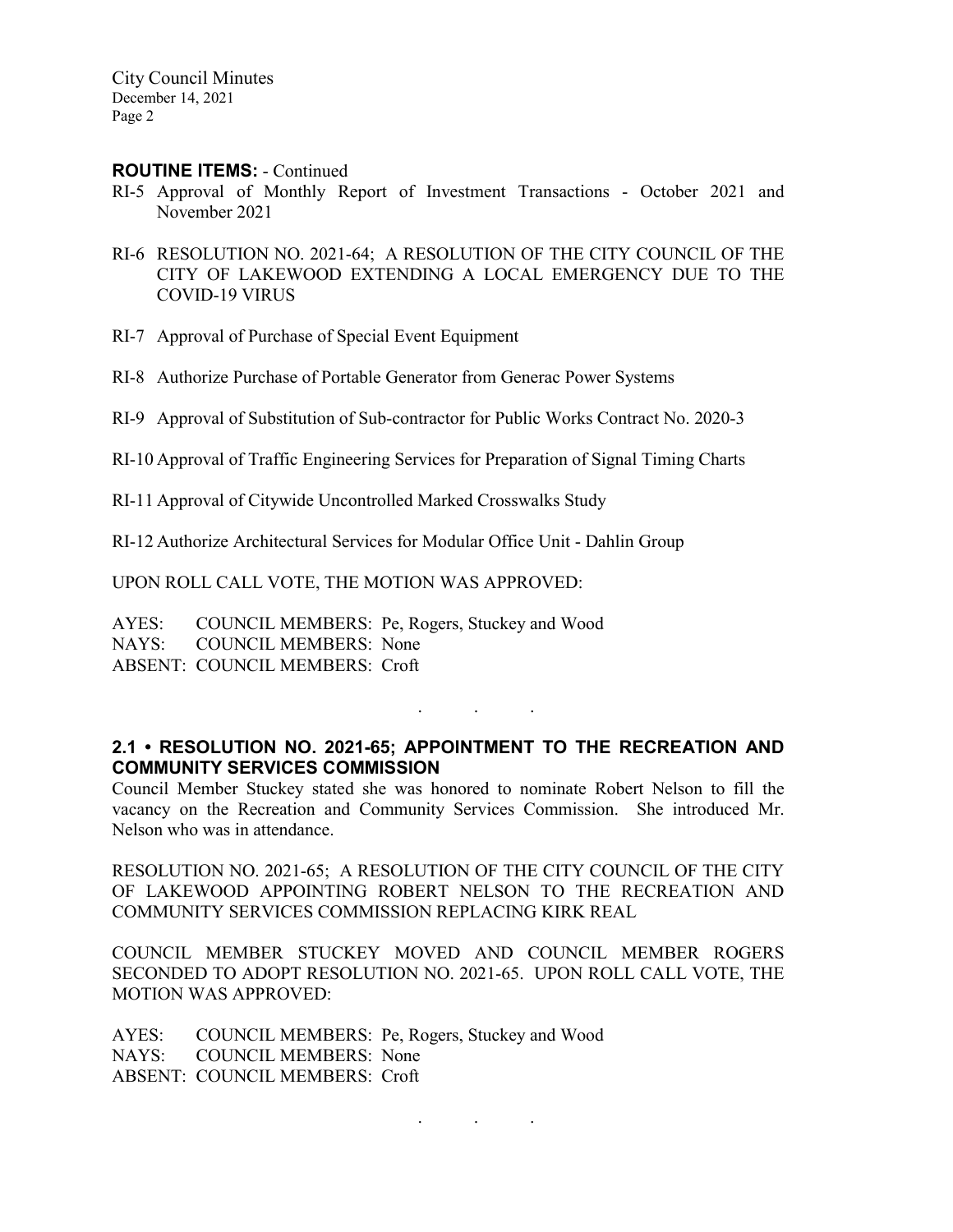**ROUTINE ITEMS:** - Continued

RI-5 Approval of Monthly Report of Investment Transactions - October 2021 and November 2021

RI-6 RESOLUTION NO. 2021-64; A RESOLUTION OF THE CITY COUNCIL OF THE CITY OF LAKEWOOD EXTENDING A LOCAL EMERGENCY DUE TO THE COVID-19 VIRUS

RI-7 Approval of Purchase of Special Event Equipment

RI-8 Authorize Purchase of Portable Generator from Generac Power Systems

RI-9 Approval of Substitution of Sub-contractor for Public Works Contract No. 2020-3

RI-10 Approval of Traffic Engineering Services for Preparation of Signal Timing Charts

RI-11 Approval of Citywide Uncontrolled Marked Crosswalks Study

RI-12 Authorize Architectural Services for Modular Office Unit - Dahlin Group

UPON ROLL CALL VOTE, THE MOTION WAS APPROVED:

AYES: COUNCIL MEMBERS: Pe, Rogers, Stuckey and Wood
NAYS: COUNCIL MEMBERS: None
ABSENT: COUNCIL MEMBERS: Croft

. . .

**2.1 • RESOLUTION NO. 2021-65; APPOINTMENT TO THE RECREATION AND COMMUNITY SERVICES COMMISSION**

Council Member Stuckey stated she was honored to nominate Robert Nelson to fill the vacancy on the Recreation and Community Services Commission. She introduced Mr. Nelson who was in attendance.

RESOLUTION NO. 2021-65; A RESOLUTION OF THE CITY COUNCIL OF THE CITY OF LAKEWOOD APPOINTING ROBERT NELSON TO THE RECREATION AND COMMUNITY SERVICES COMMISSION REPLACING KIRK REAL

COUNCIL MEMBER STUCKEY MOVED AND COUNCIL MEMBER ROGERS SECONDED TO ADOPT RESOLUTION NO. 2021-65. UPON ROLL CALL VOTE, THE MOTION WAS APPROVED:

AYES: COUNCIL MEMBERS: Pe, Rogers, Stuckey and Wood
NAYS: COUNCIL MEMBERS: None
ABSENT: COUNCIL MEMBERS: Croft

. . .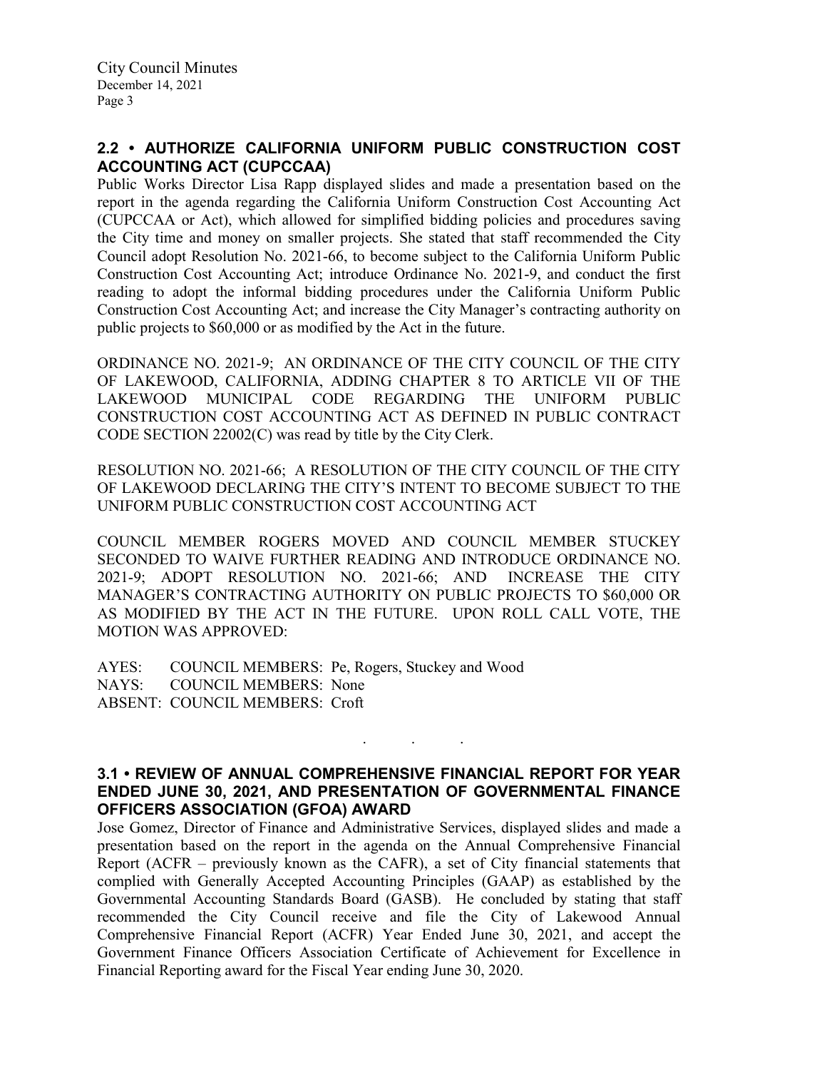## 2.2 • AUTHORIZE CALIFORNIA UNIFORM PUBLIC CONSTRUCTION COST ACCOUNTING ACT (CUPCCAA)

Public Works Director Lisa Rapp displayed slides and made a presentation based on the report in the agenda regarding the California Uniform Construction Cost Accounting Act (CUPCCAA or Act), which allowed for simplified bidding policies and procedures saving the City time and money on smaller projects. She stated that staff recommended the City Council adopt Resolution No. 2021-66, to become subject to the California Uniform Public Construction Cost Accounting Act; introduce Ordinance No. 2021-9, and conduct the first reading to adopt the informal bidding procedures under the California Uniform Public Construction Cost Accounting Act; and increase the City Manager's contracting authority on public projects to $60,000 or as modified by the Act in the future.

ORDINANCE NO. 2021-9; AN ORDINANCE OF THE CITY COUNCIL OF THE CITY OF LAKEWOOD, CALIFORNIA, ADDING CHAPTER 8 TO ARTICLE VII OF THE LAKEWOOD MUNICIPAL CODE REGARDING THE UNIFORM PUBLIC CONSTRUCTION COST ACCOUNTING ACT AS DEFINED IN PUBLIC CONTRACT CODE SECTION 22002(C) was read by title by the City Clerk.

RESOLUTION NO. 2021-66; A RESOLUTION OF THE CITY COUNCIL OF THE CITY OF LAKEWOOD DECLARING THE CITY'S INTENT TO BECOME SUBJECT TO THE UNIFORM PUBLIC CONSTRUCTION COST ACCOUNTING ACT

COUNCIL MEMBER ROGERS MOVED AND COUNCIL MEMBER STUCKEY SECONDED TO WAIVE FURTHER READING AND INTRODUCE ORDINANCE NO. 2021-9; ADOPT RESOLUTION NO. 2021-66; AND INCREASE THE CITY MANAGER'S CONTRACTING AUTHORITY ON PUBLIC PROJECTS TO $60,000 OR AS MODIFIED BY THE ACT IN THE FUTURE. UPON ROLL CALL VOTE, THE MOTION WAS APPROVED:

AYES: COUNCIL MEMBERS: Pe, Rogers, Stuckey and Wood
NAYS: COUNCIL MEMBERS: None
ABSENT: COUNCIL MEMBERS: Croft

. . .

## 3.1 • REVIEW OF ANNUAL COMPREHENSIVE FINANCIAL REPORT FOR YEAR ENDED JUNE 30, 2021, AND PRESENTATION OF GOVERNMENTAL FINANCE OFFICERS ASSOCIATION (GFOA) AWARD

Jose Gomez, Director of Finance and Administrative Services, displayed slides and made a presentation based on the report in the agenda on the Annual Comprehensive Financial Report (ACFR – previously known as the CAFR), a set of City financial statements that complied with Generally Accepted Accounting Principles (GAAP) as established by the Governmental Accounting Standards Board (GASB). He concluded by stating that staff recommended the City Council receive and file the City of Lakewood Annual Comprehensive Financial Report (ACFR) Year Ended June 30, 2021, and accept the Government Finance Officers Association Certificate of Achievement for Excellence in Financial Reporting award for the Fiscal Year ending June 30, 2020.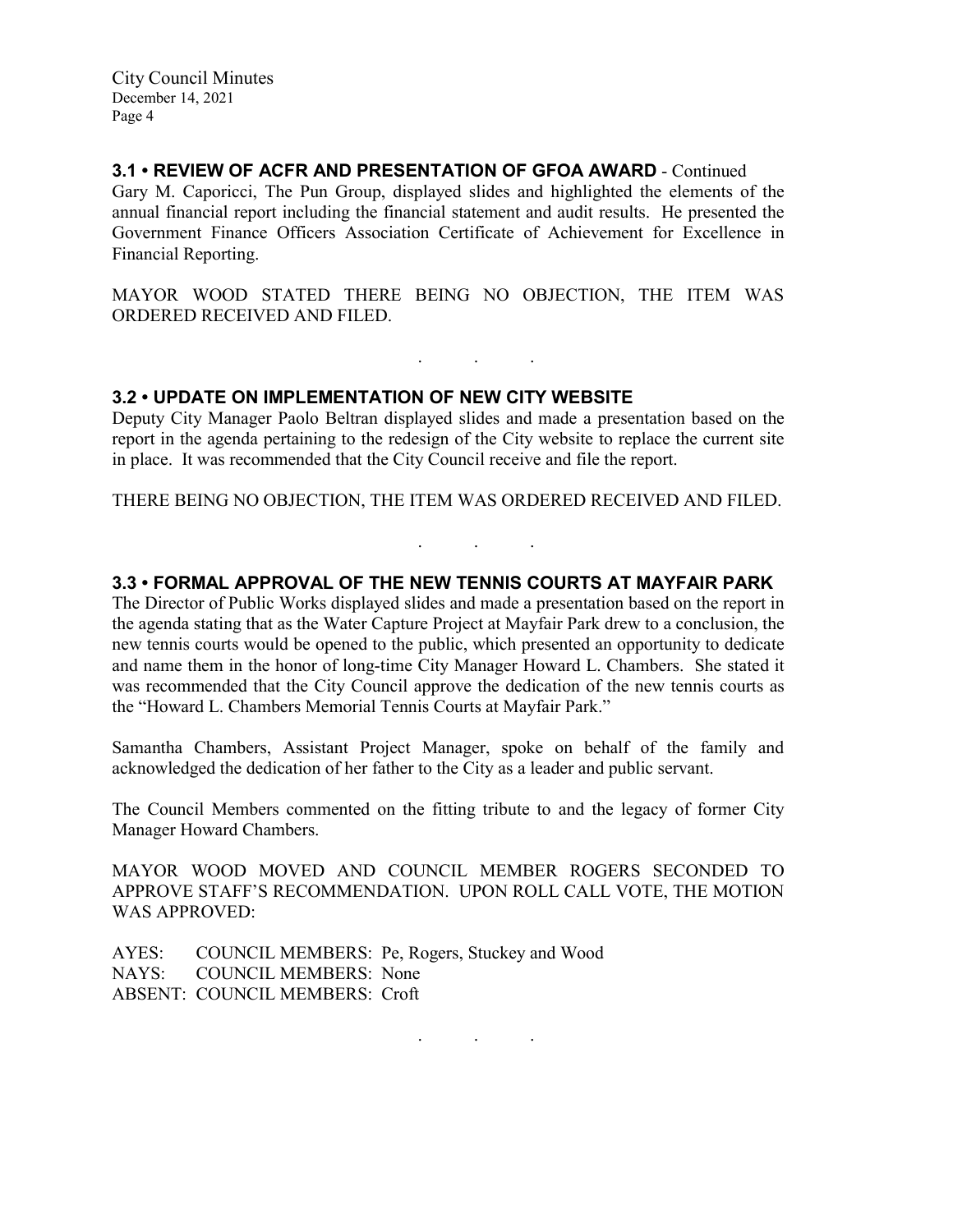### 3.1 • REVIEW OF ACFR AND PRESENTATION OF GFOA AWARD - Continued

Gary M. Caporicci, The Pun Group, displayed slides and highlighted the elements of the annual financial report including the financial statement and audit results. He presented the Government Finance Officers Association Certificate of Achievement for Excellence in Financial Reporting.

MAYOR WOOD STATED THERE BEING NO OBJECTION, THE ITEM WAS ORDERED RECEIVED AND FILED.

. . .

### 3.2 • UPDATE ON IMPLEMENTATION OF NEW CITY WEBSITE

Deputy City Manager Paolo Beltran displayed slides and made a presentation based on the report in the agenda pertaining to the redesign of the City website to replace the current site in place. It was recommended that the City Council receive and file the report.

THERE BEING NO OBJECTION, THE ITEM WAS ORDERED RECEIVED AND FILED.

. . .

### 3.3 • FORMAL APPROVAL OF THE NEW TENNIS COURTS AT MAYFAIR PARK

The Director of Public Works displayed slides and made a presentation based on the report in the agenda stating that as the Water Capture Project at Mayfair Park drew to a conclusion, the new tennis courts would be opened to the public, which presented an opportunity to dedicate and name them in the honor of long-time City Manager Howard L. Chambers. She stated it was recommended that the City Council approve the dedication of the new tennis courts as the "Howard L. Chambers Memorial Tennis Courts at Mayfair Park."

Samantha Chambers, Assistant Project Manager, spoke on behalf of the family and acknowledged the dedication of her father to the City as a leader and public servant.

The Council Members commented on the fitting tribute to and the legacy of former City Manager Howard Chambers.

MAYOR WOOD MOVED AND COUNCIL MEMBER ROGERS SECONDED TO APPROVE STAFF'S RECOMMENDATION. UPON ROLL CALL VOTE, THE MOTION WAS APPROVED:

AYES: COUNCIL MEMBERS: Pe, Rogers, Stuckey and Wood
NAYS: COUNCIL MEMBERS: None
ABSENT: COUNCIL MEMBERS: Croft

. . .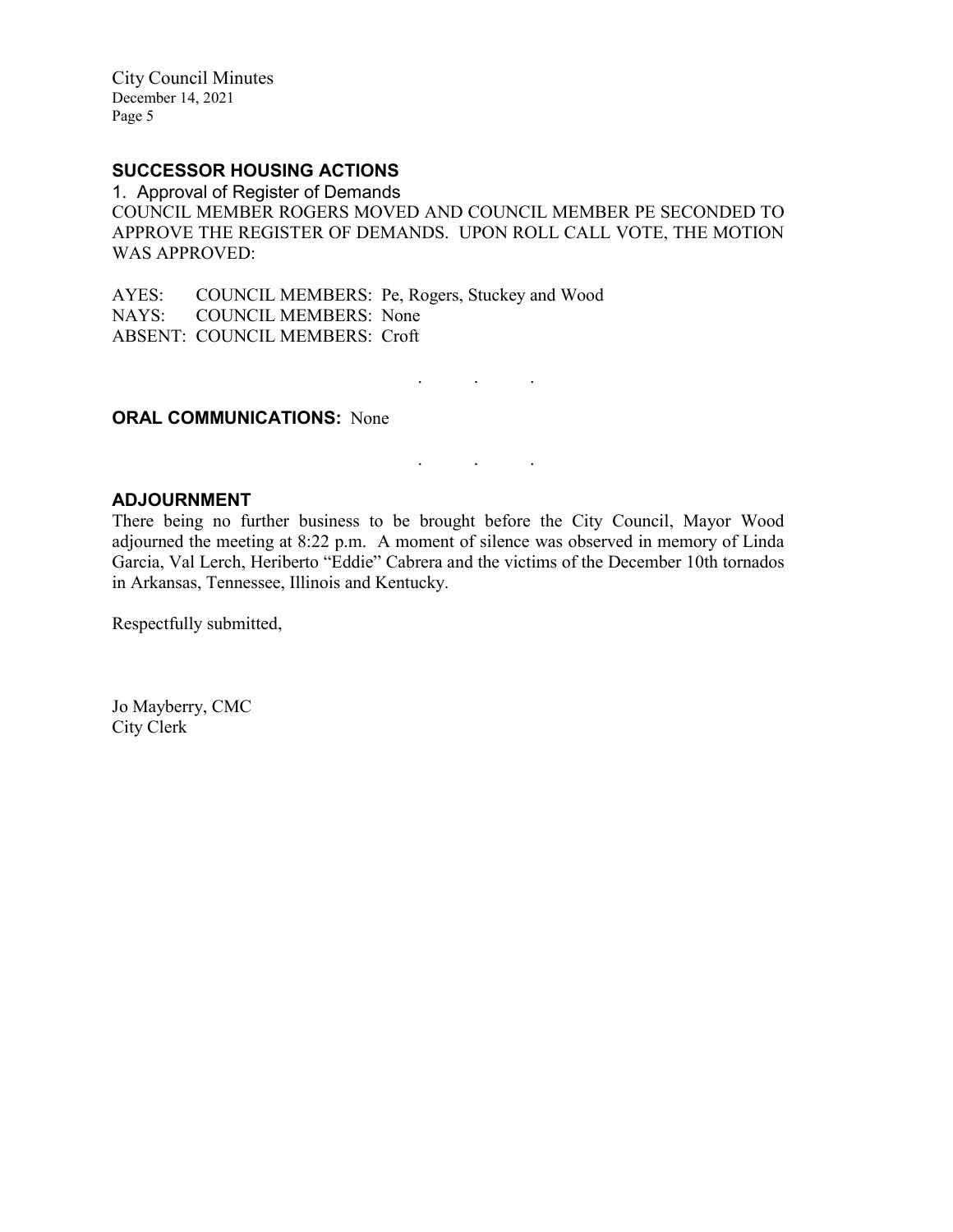## SUCCESSOR HOUSING ACTIONS

1. Approval of Register of Demands

COUNCIL MEMBER ROGERS MOVED AND COUNCIL MEMBER PE SECONDED TO APPROVE THE REGISTER OF DEMANDS. UPON ROLL CALL VOTE, THE MOTION WAS APPROVED:

AYES: COUNCIL MEMBERS: Pe, Rogers, Stuckey and Wood
NAYS: COUNCIL MEMBERS: None
ABSENT: COUNCIL MEMBERS: Croft

. . .

**ORAL COMMUNICATIONS:** None

. . .

## ADJOURNMENT

There being no further business to be brought before the City Council, Mayor Wood adjourned the meeting at 8:22 p.m. A moment of silence was observed in memory of Linda Garcia, Val Lerch, Heriberto "Eddie" Cabrera and the victims of the December 10th tornados in Arkansas, Tennessee, Illinois and Kentucky.

Respectfully submitted,

Jo Mayberry, CMC
City Clerk